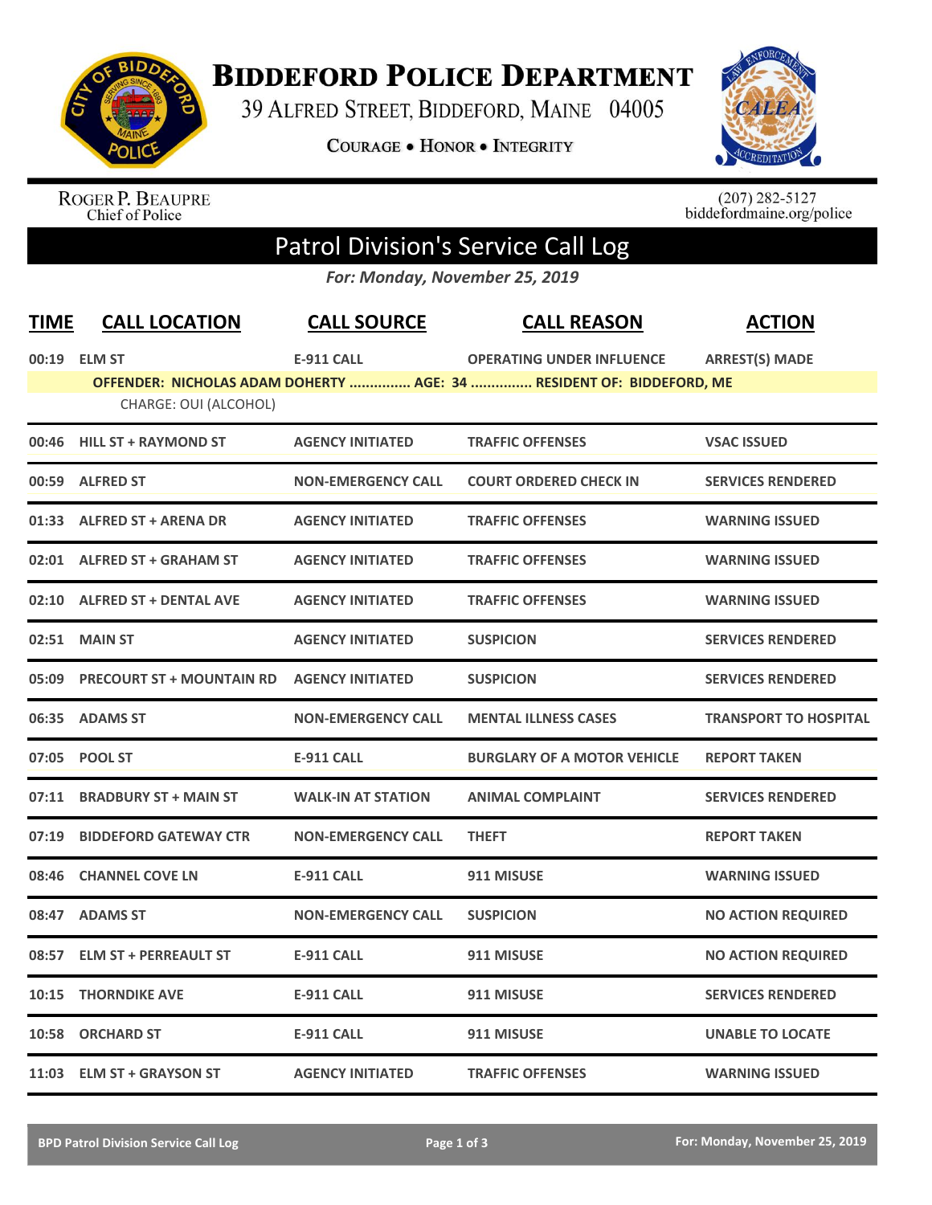# Biddeford Police Department

39 Alfred Street, Biddeford, Maine 04005

Courage • Honor • Integrity

Roger P. Beaupre
Chief of Police

(207) 282-5127
biddefordmaine.org/police

## Patrol Division's Service Call Log

*For: Monday, November 25, 2019*

| TIME | CALL LOCATION | CALL SOURCE | CALL REASON | ACTION |
|---|---|---|---|---|
| 00:19 | ELM ST | E-911 CALL | OPERATING UNDER INFLUENCE | ARREST(S) MADE |
| | OFFENDER: NICHOLAS ADAM DOHERTY ............... AGE: 34 ............... RESIDENT OF: BIDDEFORD, ME | | | |
| | CHARGE: OUI (ALCOHOL) | | | |
| 00:46 | HILL ST + RAYMOND ST | AGENCY INITIATED | TRAFFIC OFFENSES | VSAC ISSUED |
| 00:59 | ALFRED ST | NON-EMERGENCY CALL | COURT ORDERED CHECK IN | SERVICES RENDERED |
| 01:33 | ALFRED ST + ARENA DR | AGENCY INITIATED | TRAFFIC OFFENSES | WARNING ISSUED |
| 02:01 | ALFRED ST + GRAHAM ST | AGENCY INITIATED | TRAFFIC OFFENSES | WARNING ISSUED |
| 02:10 | ALFRED ST + DENTAL AVE | AGENCY INITIATED | TRAFFIC OFFENSES | WARNING ISSUED |
| 02:51 | MAIN ST | AGENCY INITIATED | SUSPICION | SERVICES RENDERED |
| 05:09 | PRECOURT ST + MOUNTAIN RD | AGENCY INITIATED | SUSPICION | SERVICES RENDERED |
| 06:35 | ADAMS ST | NON-EMERGENCY CALL | MENTAL ILLNESS CASES | TRANSPORT TO HOSPITAL |
| 07:05 | POOL ST | E-911 CALL | BURGLARY OF A MOTOR VEHICLE | REPORT TAKEN |
| 07:11 | BRADBURY ST + MAIN ST | WALK-IN AT STATION | ANIMAL COMPLAINT | SERVICES RENDERED |
| 07:19 | BIDDEFORD GATEWAY CTR | NON-EMERGENCY CALL | THEFT | REPORT TAKEN |
| 08:46 | CHANNEL COVE LN | E-911 CALL | 911 MISUSE | WARNING ISSUED |
| 08:47 | ADAMS ST | NON-EMERGENCY CALL | SUSPICION | NO ACTION REQUIRED |
| 08:57 | ELM ST + PERREAULT ST | E-911 CALL | 911 MISUSE | NO ACTION REQUIRED |
| 10:15 | THORNDIKE AVE | E-911 CALL | 911 MISUSE | SERVICES RENDERED |
| 10:58 | ORCHARD ST | E-911 CALL | 911 MISUSE | UNABLE TO LOCATE |
| 11:03 | ELM ST + GRAYSON ST | AGENCY INITIATED | TRAFFIC OFFENSES | WARNING ISSUED |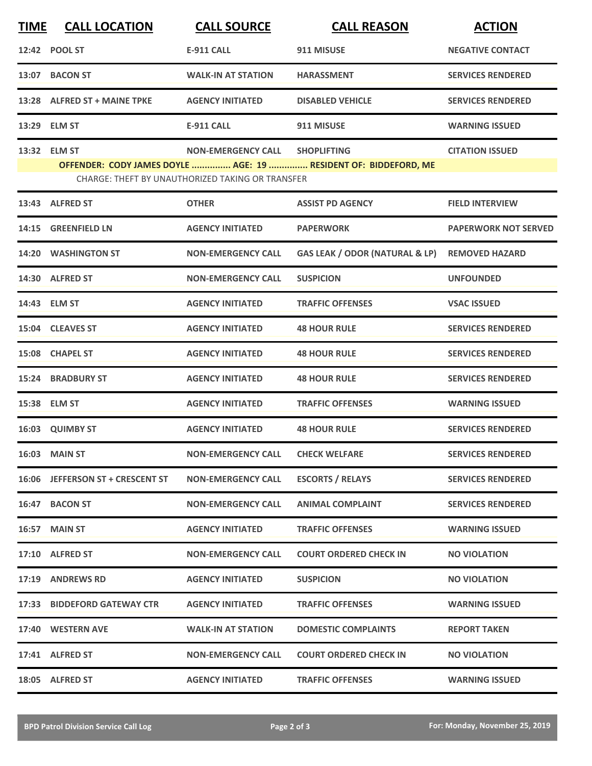| TIME | CALL LOCATION | CALL SOURCE | CALL REASON | ACTION |
|---|---|---|---|---|
| 12:42 | POOL ST | E-911 CALL | 911 MISUSE | NEGATIVE CONTACT |
| 13:07 | BACON ST | WALK-IN AT STATION | HARASSMENT | SERVICES RENDERED |
| 13:28 | ALFRED ST + MAINE TPKE | AGENCY INITIATED | DISABLED VEHICLE | SERVICES RENDERED |
| 13:29 | ELM ST | E-911 CALL | 911 MISUSE | WARNING ISSUED |
| 13:32 | ELM ST | NON-EMERGENCY CALL | SHOPLIFTING | CITATION ISSUED |
| | **OFFENDER: CODY JAMES DOYLE ............... AGE: 19 ............... RESIDENT OF: BIDDEFORD, ME** | | | |
| | CHARGE: THEFT BY UNAUTHORIZED TAKING OR TRANSFER | | | |
| 13:43 | ALFRED ST | OTHER | ASSIST PD AGENCY | FIELD INTERVIEW |
| 14:15 | GREENFIELD LN | AGENCY INITIATED | PAPERWORK | PAPERWORK NOT SERVED |
| 14:20 | WASHINGTON ST | NON-EMERGENCY CALL | GAS LEAK / ODOR (NATURAL & LP) | REMOVED HAZARD |
| 14:30 | ALFRED ST | NON-EMERGENCY CALL | SUSPICION | UNFOUNDED |
| 14:43 | ELM ST | AGENCY INITIATED | TRAFFIC OFFENSES | VSAC ISSUED |
| 15:04 | CLEAVES ST | AGENCY INITIATED | 48 HOUR RULE | SERVICES RENDERED |
| 15:08 | CHAPEL ST | AGENCY INITIATED | 48 HOUR RULE | SERVICES RENDERED |
| 15:24 | BRADBURY ST | AGENCY INITIATED | 48 HOUR RULE | SERVICES RENDERED |
| 15:38 | ELM ST | AGENCY INITIATED | TRAFFIC OFFENSES | WARNING ISSUED |
| 16:03 | QUIMBY ST | AGENCY INITIATED | 48 HOUR RULE | SERVICES RENDERED |
| 16:03 | MAIN ST | NON-EMERGENCY CALL | CHECK WELFARE | SERVICES RENDERED |
| 16:06 | JEFFERSON ST + CRESCENT ST | NON-EMERGENCY CALL | ESCORTS / RELAYS | SERVICES RENDERED |
| 16:47 | BACON ST | NON-EMERGENCY CALL | ANIMAL COMPLAINT | SERVICES RENDERED |
| 16:57 | MAIN ST | AGENCY INITIATED | TRAFFIC OFFENSES | WARNING ISSUED |
| 17:10 | ALFRED ST | NON-EMERGENCY CALL | COURT ORDERED CHECK IN | NO VIOLATION |
| 17:19 | ANDREWS RD | AGENCY INITIATED | SUSPICION | NO VIOLATION |
| 17:33 | BIDDEFORD GATEWAY CTR | AGENCY INITIATED | TRAFFIC OFFENSES | WARNING ISSUED |
| 17:40 | WESTERN AVE | WALK-IN AT STATION | DOMESTIC COMPLAINTS | REPORT TAKEN |
| 17:41 | ALFRED ST | NON-EMERGENCY CALL | COURT ORDERED CHECK IN | NO VIOLATION |
| 18:05 | ALFRED ST | AGENCY INITIATED | TRAFFIC OFFENSES | WARNING ISSUED |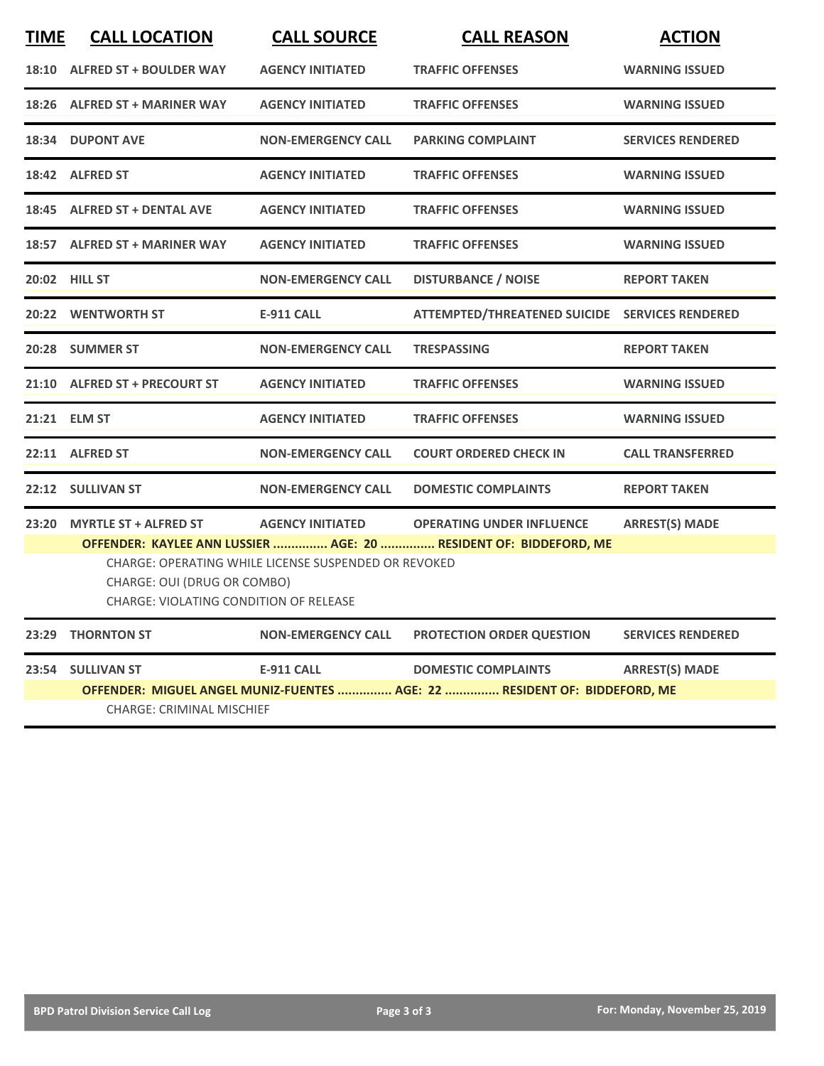| TIME | CALL LOCATION | CALL SOURCE | CALL REASON | ACTION |
|---|---|---|---|---|
| 18:10 | ALFRED ST + BOULDER WAY | AGENCY INITIATED | TRAFFIC OFFENSES | WARNING ISSUED |
| 18:26 | ALFRED ST + MARINER WAY | AGENCY INITIATED | TRAFFIC OFFENSES | WARNING ISSUED |
| 18:34 | DUPONT AVE | NON-EMERGENCY CALL | PARKING COMPLAINT | SERVICES RENDERED |
| 18:42 | ALFRED ST | AGENCY INITIATED | TRAFFIC OFFENSES | WARNING ISSUED |
| 18:45 | ALFRED ST + DENTAL AVE | AGENCY INITIATED | TRAFFIC OFFENSES | WARNING ISSUED |
| 18:57 | ALFRED ST + MARINER WAY | AGENCY INITIATED | TRAFFIC OFFENSES | WARNING ISSUED |
| 20:02 | HILL ST | NON-EMERGENCY CALL | DISTURBANCE / NOISE | REPORT TAKEN |
| 20:22 | WENTWORTH ST | E-911 CALL | ATTEMPTED/THREATENED SUICIDE | SERVICES RENDERED |
| 20:28 | SUMMER ST | NON-EMERGENCY CALL | TRESPASSING | REPORT TAKEN |
| 21:10 | ALFRED ST + PRECOURT ST | AGENCY INITIATED | TRAFFIC OFFENSES | WARNING ISSUED |
| 21:21 | ELM ST | AGENCY INITIATED | TRAFFIC OFFENSES | WARNING ISSUED |
| 22:11 | ALFRED ST | NON-EMERGENCY CALL | COURT ORDERED CHECK IN | CALL TRANSFERRED |
| 22:12 | SULLIVAN ST | NON-EMERGENCY CALL | DOMESTIC COMPLAINTS | REPORT TAKEN |
| 23:20 | MYRTLE ST + ALFRED ST | AGENCY INITIATED | OPERATING UNDER INFLUENCE | ARREST(S) MADE |

**OFFENDER: KAYLEE ANN LUSSIER ............... AGE: 20 ............... RESIDENT OF: BIDDEFORD, ME**

CHARGE: OPERATING WHILE LICENSE SUSPENDED OR REVOKED
CHARGE: OUI (DRUG OR COMBO)
CHARGE: VIOLATING CONDITION OF RELEASE

| TIME | CALL LOCATION | CALL SOURCE | CALL REASON | ACTION |
|---|---|---|---|---|
| 23:29 | THORNTON ST | NON-EMERGENCY CALL | PROTECTION ORDER QUESTION | SERVICES RENDERED |
| 23:54 | SULLIVAN ST | E-911 CALL | DOMESTIC COMPLAINTS | ARREST(S) MADE |

**OFFENDER: MIGUEL ANGEL MUNIZ-FUENTES ............... AGE: 22 ............... RESIDENT OF: BIDDEFORD, ME**

CHARGE: CRIMINAL MISCHIEF

BPD Patrol Division Service Call Log — For: Monday, November 25, 2019